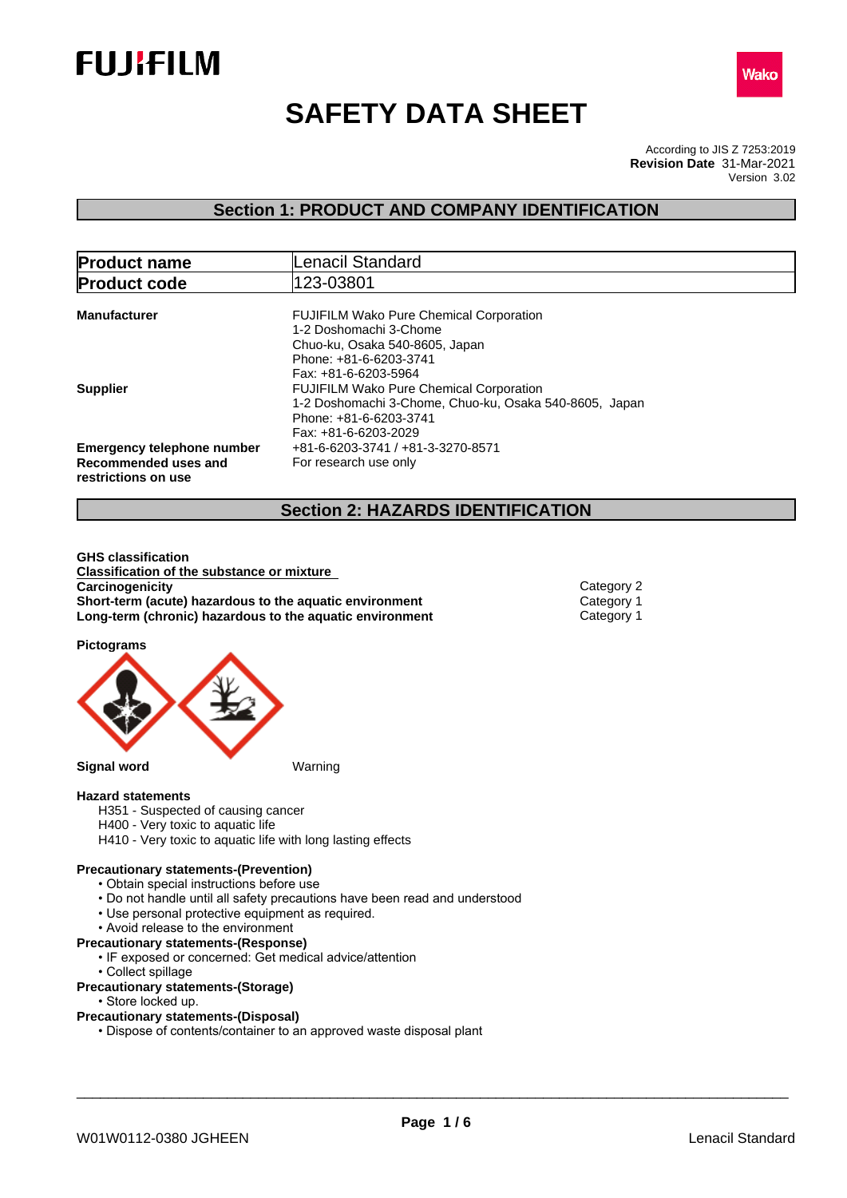FUJIFILM

Wako

# SAFETY DATA SHEET

According to JIS Z 7253:2019
**Revision Date** 31-Mar-2021
Version 3.02

## Section 1: PRODUCT AND COMPANY IDENTIFICATION

| **Product name** | Lenacil Standard |
|---|---|
| **Product code** | 123-03801 |

**Manufacturer**
FUJIFILM Wako Pure Chemical Corporation
1-2 Doshomachi 3-Chome
Chuo-ku, Osaka 540-8605, Japan
Phone: +81-6-6203-3741
Fax: +81-6-6203-5964

**Supplier**
FUJIFILM Wako Pure Chemical Corporation
1-2 Doshomachi 3-Chome, Chuo-ku, Osaka 540-8605, Japan
Phone: +81-6-6203-3741
Fax: +81-6-6203-2029

**Emergency telephone number** +81-6-6203-3741 / +81-3-3270-8571

**Recommended uses and restrictions on use** For research use only

## Section 2: HAZARDS IDENTIFICATION

**GHS classification**

**Classification of the substance or mixture**

| | |
|---|---|
| **Carcinogenicity** | Category 2 |
| **Short-term (acute) hazardous to the aquatic environment** | Category 1 |
| **Long-term (chronic) hazardous to the aquatic environment** | Category 1 |

**Pictograms**

**Signal word** Warning

**Hazard statements**

H351 - Suspected of causing cancer
H400 - Very toxic to aquatic life
H410 - Very toxic to aquatic life with long lasting effects

**Precautionary statements-(Prevention)**

- Obtain special instructions before use
- Do not handle until all safety precautions have been read and understood
- Use personal protective equipment as required.
- Avoid release to the environment

**Precautionary statements-(Response)**

- IF exposed or concerned: Get medical advice/attention
- Collect spillage

**Precautionary statements-(Storage)**

- Store locked up.

**Precautionary statements-(Disposal)**

- Dispose of contents/container to an approved waste disposal plant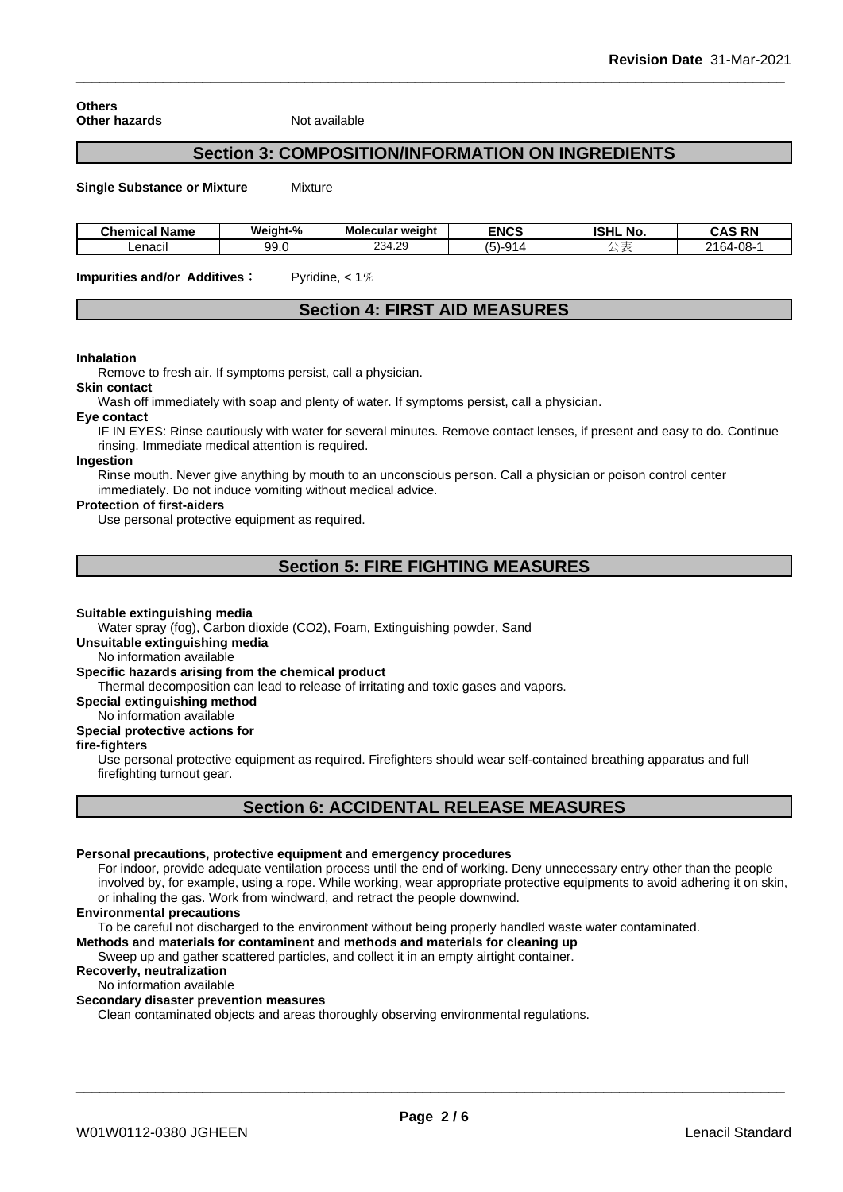**Others**

**Other hazards** Not available

## Section 3: COMPOSITION/INFORMATION ON INGREDIENTS

**Single Substance or Mixture** Mixture

| Chemical Name | Weight-% | Molecular weight | ENCS | ISHL No. | CAS RN |
|---|---|---|---|---|---|
| Lenacil | 99.0 | 234.29 | (5)-914 | 公表 | 2164-08-1 |

**Impurities and/or Additives**： Pyridine, < 1％

## Section 4: FIRST AID MEASURES

**Inhalation**

Remove to fresh air. If symptoms persist, call a physician.

**Skin contact**

Wash off immediately with soap and plenty of water. If symptoms persist, call a physician.

**Eye contact**

IF IN EYES: Rinse cautiously with water for several minutes. Remove contact lenses, if present and easy to do. Continue rinsing. Immediate medical attention is required.

**Ingestion**

Rinse mouth. Never give anything by mouth to an unconscious person. Call a physician or poison control center immediately. Do not induce vomiting without medical advice.

**Protection of first-aiders**

Use personal protective equipment as required.

## Section 5: FIRE FIGHTING MEASURES

**Suitable extinguishing media**

Water spray (fog), Carbon dioxide ($CO_2$), Foam, Extinguishing powder, Sand

**Unsuitable extinguishing media**

No information available

**Specific hazards arising from the chemical product**

Thermal decomposition can lead to release of irritating and toxic gases and vapors.

**Special extinguishing method**

No information available

**Special protective actions for fire-fighters**

Use personal protective equipment as required. Firefighters should wear self-contained breathing apparatus and full firefighting turnout gear.

## Section 6: ACCIDENTAL RELEASE MEASURES

**Personal precautions, protective equipment and emergency procedures**

For indoor, provide adequate ventilation process until the end of working. Deny unnecessary entry other than the people involved by, for example, using a rope. While working, wear appropriate protective equipments to avoid adhering it on skin, or inhaling the gas. Work from windward, and retract the people downwind.

**Environmental precautions**

To be careful not discharged to the environment without being properly handled waste water contaminated.

**Methods and materials for contaminent and methods and materials for cleaning up**

Sweep up and gather scattered particles, and collect it in an empty airtight container.

**Recoverly, neutralization**

No information available

**Secondary disaster prevention measures**

Clean contaminated objects and areas thoroughly observing environmental regulations.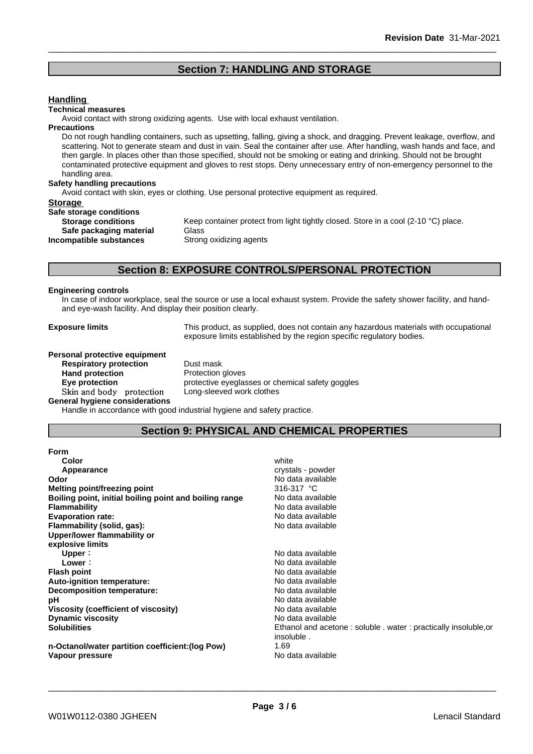## Section 7: HANDLING AND STORAGE

### Handling

**Technical measures**

Avoid contact with strong oxidizing agents. Use with local exhaust ventilation.

**Precautions**

Do not rough handling containers, such as upsetting, falling, giving a shock, and dragging. Prevent leakage, overflow, and scattering. Not to generate steam and dust in vain. Seal the container after use. After handling, wash hands and face, and then gargle. In places other than those specified, should not be smoking or eating and drinking. Should not be brought contaminated protective equipment and gloves to rest stops. Deny unnecessary entry of non-emergency personnel to the handling area.

**Safety handling precautions**

Avoid contact with skin, eyes or clothing. Use personal protective equipment as required.

### Storage

**Safe storage conditions**

**Storage conditions** Keep container protect from light tightly closed. Store in a cool (2-10 °C) place.

**Safe packaging material** Glass

**Incompatible substances** Strong oxidizing agents

## Section 8: EXPOSURE CONTROLS/PERSONAL PROTECTION

**Engineering controls**

In case of indoor workplace, seal the source or use a local exhaust system. Provide the safety shower facility, and hand- and eye-wash facility. And display their position clearly.

**Exposure limits** This product, as supplied, does not contain any hazardous materials with occupational exposure limits established by the region specific regulatory bodies.

**Personal protective equipment**

**Respiratory protection** Dust mask

**Hand protection** Protection gloves

**Eye protection** protective eyeglasses or chemical safety goggles

**Skin and body protection** Long-sleeved work clothes

**General hygiene considerations**

Handle in accordance with good industrial hygiene and safety practice.

## Section 9: PHYSICAL AND CHEMICAL PROPERTIES

| Property | Value |
|---|---|
| **Form** | |
| **Color** | white |
| **Appearance** | crystals - powder |
| **Odor** | No data available |
| **Melting point/freezing point** | 316-317 °C |
| **Boiling point, initial boiling point and boiling range** | No data available |
| **Flammability** | No data available |
| **Evaporation rate:** | No data available |
| **Flammability (solid, gas):** | No data available |
| **Upper/lower flammability or explosive limits** | |
| **Upper**： | No data available |
| **Lower**： | No data available |
| **Flash point** | No data available |
| **Auto-ignition temperature:** | No data available |
| **Decomposition temperature:** | No data available |
| **pH** | No data available |
| **Viscosity (coefficient of viscosity)** | No data available |
| **Dynamic viscosity** | No data available |
| **Solubilities** | Ethanol and acetone : soluble . water : practically insoluble,or insoluble . |
| **n-Octanol/water partition coefficient:(log Pow)** | 1.69 |
| **Vapour pressure** | No data available |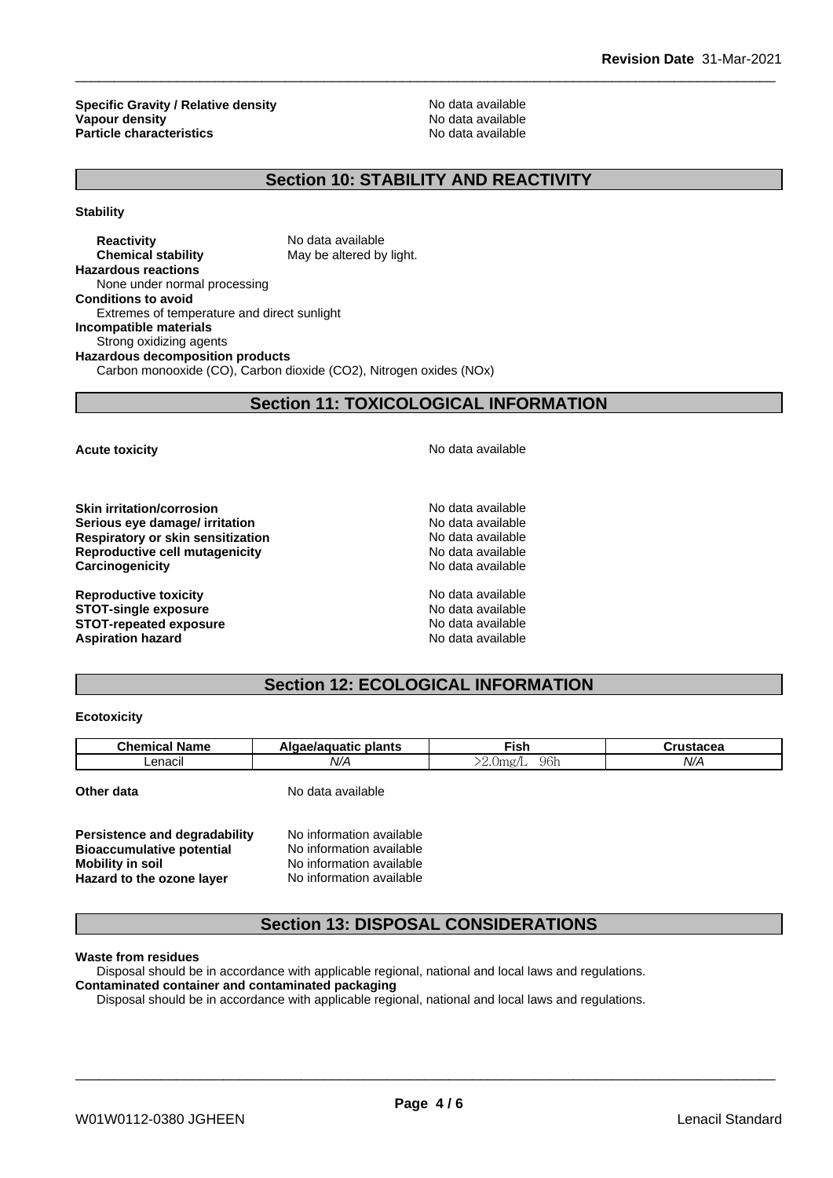| | |
|---|---|
| **Specific Gravity / Relative density** | No data available |
| **Vapour density** | No data available |
| **Particle characteristics** | No data available |

## Section 10: STABILITY AND REACTIVITY

**Stability**

**Reactivity** No data available
**Chemical stability** May be altered by light.

**Hazardous reactions**
None under normal processing

**Conditions to avoid**
Extremes of temperature and direct sunlight

**Incompatible materials**
Strong oxidizing agents

**Hazardous decomposition products**
Carbon monooxide (CO), Carbon dioxide (CO2), Nitrogen oxides (NOx)

## Section 11: TOXICOLOGICAL INFORMATION

| | |
|---|---|
| **Acute toxicity** | No data available |
| **Skin irritation/corrosion** | No data available |
| **Serious eye damage/ irritation** | No data available |
| **Respiratory or skin sensitization** | No data available |
| **Reproductive cell mutagenicity** | No data available |
| **Carcinogenicity** | No data available |
| **Reproductive toxicity** | No data available |
| **STOT-single exposure** | No data available |
| **STOT-repeated exposure** | No data available |
| **Aspiration hazard** | No data available |

## Section 12: ECOLOGICAL INFORMATION

**Ecotoxicity**

| Chemical Name | Algae/aquatic plants | Fish | Crustacea |
|---|---|---|---|
| Lenacil | N/A | >2.0mg/L 96h | N/A |

**Other data** No data available

| | |
|---|---|
| **Persistence and degradability** | No information available |
| **Bioaccumulative potential** | No information available |
| **Mobility in soil** | No information available |
| **Hazard to the ozone layer** | No information available |

## Section 13: DISPOSAL CONSIDERATIONS

**Waste from residues**
Disposal should be in accordance with applicable regional, national and local laws and regulations.

**Contaminated container and contaminated packaging**
Disposal should be in accordance with applicable regional, national and local laws and regulations.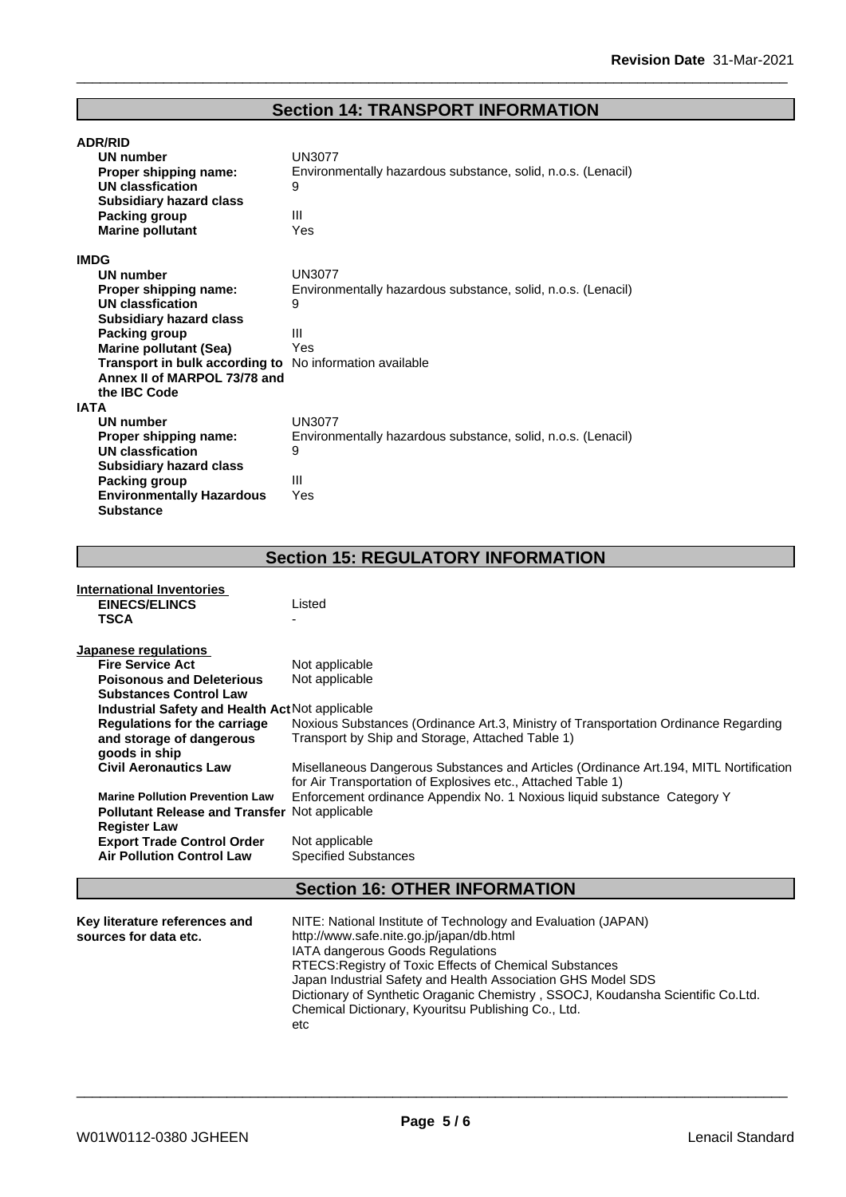## Section 14: TRANSPORT INFORMATION

**ADR/RID**

| | |
|---|---|
| **UN number** | UN3077 |
| **Proper shipping name:** | Environmentally hazardous substance, solid, n.o.s. (Lenacil) |
| **UN classfication** | 9 |
| **Subsidiary hazard class** | |
| **Packing group** | III |
| **Marine pollutant** | Yes |

**IMDG**

| | |
|---|---|
| **UN number** | UN3077 |
| **Proper shipping name:** | Environmentally hazardous substance, solid, n.o.s. (Lenacil) |
| **UN classfication** | 9 |
| **Subsidiary hazard class** | |
| **Packing group** | III |
| **Marine pollutant (Sea)** | Yes |
| **Transport in bulk according to Annex II of MARPOL 73/78 and the IBC Code** | No information available |

**IATA**

| | |
|---|---|
| **UN number** | UN3077 |
| **Proper shipping name:** | Environmentally hazardous substance, solid, n.o.s. (Lenacil) |
| **UN classfication** | 9 |
| **Subsidiary hazard class** | |
| **Packing group** | III |
| **Environmentally Hazardous Substance** | Yes |

## Section 15: REGULATORY INFORMATION

**International Inventories**

| | |
|---|---|
| **EINECS/ELINCS** | Listed |
| **TSCA** | - |

**Japanese regulations**

| | |
|---|---|
| **Fire Service Act** | Not applicable |
| **Poisonous and Deleterious Substances Control Law** | Not applicable |
| **Industrial Safety and Health Act** | Not applicable |
| **Regulations for the carriage and storage of dangerous goods in ship** | Noxious Substances (Ordinance Art.3, Ministry of Transportation Ordinance Regarding Transport by Ship and Storage, Attached Table 1) |
| **Civil Aeronautics Law** | Misellaneous Dangerous Substances and Articles (Ordinance Art.194, MITL Nortification for Air Transportation of Explosives etc., Attached Table 1) |
| **Marine Pollution Prevention Law** | Enforcement ordinance Appendix No. 1 Noxious liquid substance Category Y |
| **Pollutant Release and Transfer Register Law** | Not applicable |
| **Export Trade Control Order** | Not applicable |
| **Air Pollution Control Law** | Specified Substances |

## Section 16: OTHER INFORMATION

**Key literature references and sources for data etc.**

NITE: National Institute of Technology and Evaluation (JAPAN)
http://www.safe.nite.go.jp/japan/db.html
IATA dangerous Goods Regulations
RTECS:Registry of Toxic Effects of Chemical Substances
Japan Industrial Safety and Health Association GHS Model SDS
Dictionary of Synthetic Oraganic Chemistry , SSOCJ, Koudansha Scientific Co.Ltd.
Chemical Dictionary, Kyouritsu Publishing Co., Ltd.
etc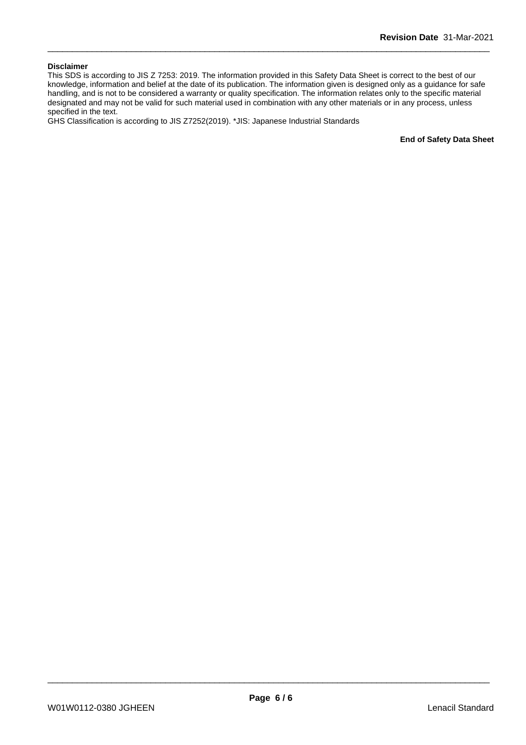**Disclaimer**

This SDS is according to JIS Z 7253: 2019. The information provided in this Safety Data Sheet is correct to the best of our knowledge, information and belief at the date of its publication. The information given is designed only as a guidance for safe handling, and is not to be considered a warranty or quality specification. The information relates only to the specific material designated and may not be valid for such material used in combination with any other materials or in any process, unless specified in the text.
GHS Classification is according to JIS Z7252(2019). *JIS: Japanese Industrial Standards

**End of Safety Data Sheet**